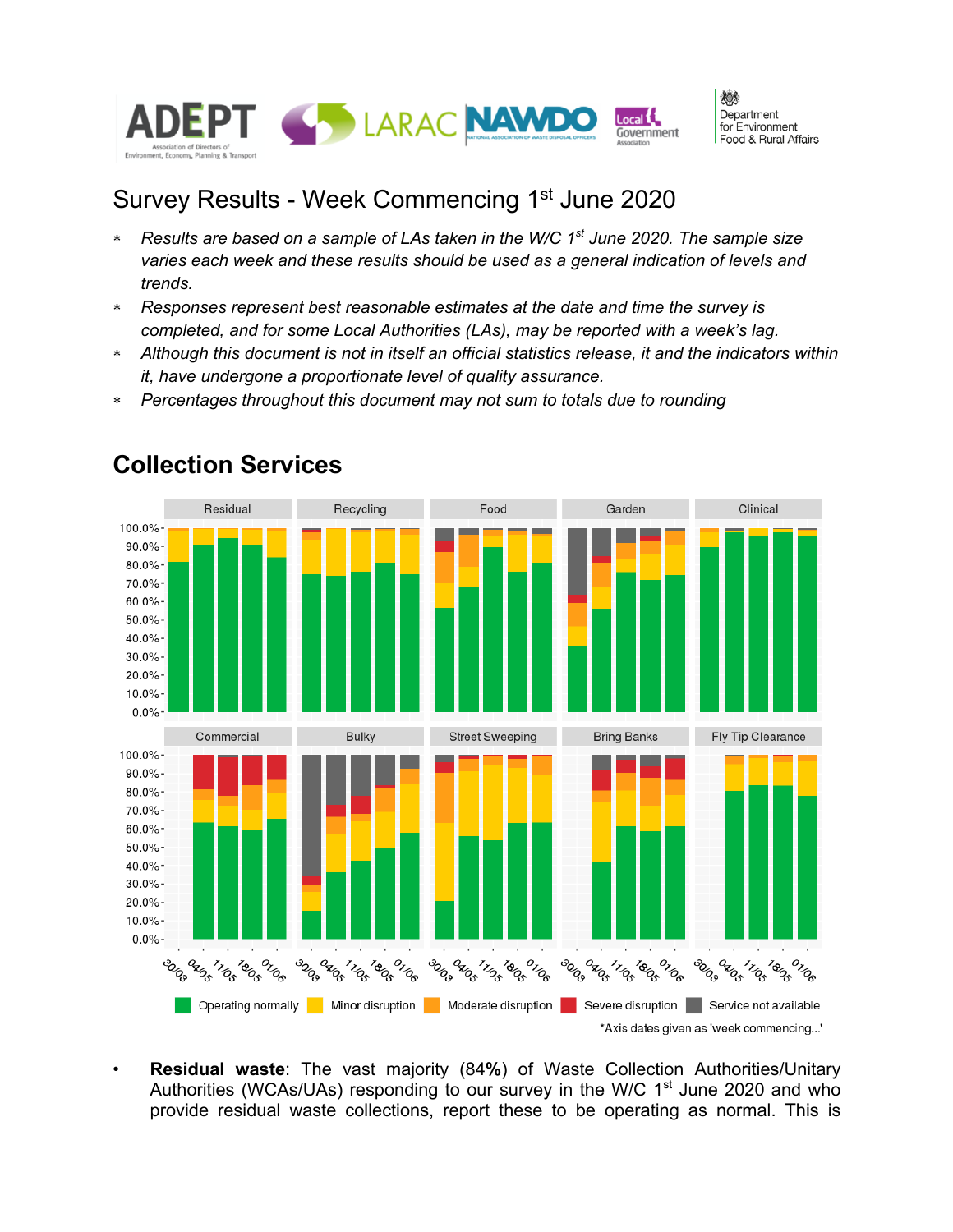# Survey Results - Week Commencing 1st June 2020

- *Results are based on a sample of LAs taken in the W/C 1st June 2020. The sample size varies each week and these results should be used as a general indication of levels and trends.*
- *Responses represent best reasonable estimates at the date and time the survey is completed, and for some Local Authorities (LAs), may be reported with a week's lag.*
- *Although this document is not in itself an official statistics release, it and the indicators within it, have undergone a proportionate level of quality assurance.*
- *Percentages throughout this document may not sum to totals due to rounding*

## Collection Services

*Axis dates given as 'week commencing...'

- **Residual waste**: The vast majority (84**%**) of Waste Collection Authorities/Unitary Authorities (WCAs/UAs) responding to our survey in the W/C 1st June 2020 and who provide residual waste collections, report these to be operating as normal. This is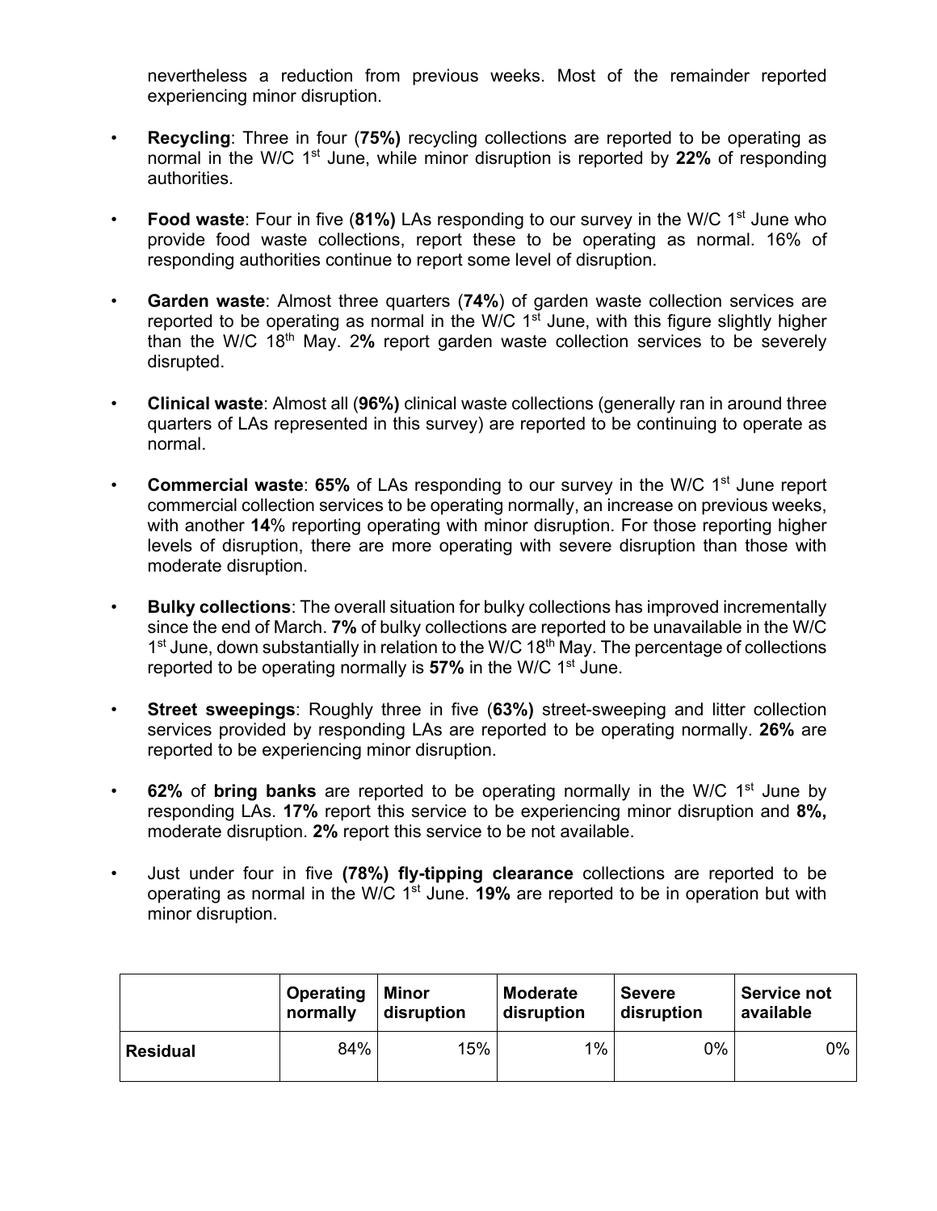nevertheless a reduction from previous weeks. Most of the remainder reported experiencing minor disruption.

- **Recycling**: Three in four (**75%)** recycling collections are reported to be operating as normal in the W/C 1st June, while minor disruption is reported by **22%** of responding authorities.

- **Food waste**: Four in five (**81%)** LAs responding to our survey in the W/C 1st June who provide food waste collections, report these to be operating as normal. 16% of responding authorities continue to report some level of disruption.

- **Garden waste**: Almost three quarters (**74%**) of garden waste collection services are reported to be operating as normal in the W/C 1st June, with this figure slightly higher than the W/C 18th May. 2**%** report garden waste collection services to be severely disrupted.

- **Clinical waste**: Almost all (**96%)** clinical waste collections (generally ran in around three quarters of LAs represented in this survey) are reported to be continuing to operate as normal.

- **Commercial waste**: **65%** of LAs responding to our survey in the W/C 1st June report commercial collection services to be operating normally, an increase on previous weeks, with another **14**% reporting operating with minor disruption. For those reporting higher levels of disruption, there are more operating with severe disruption than those with moderate disruption.

- **Bulky collections**: The overall situation for bulky collections has improved incrementally since the end of March. **7%** of bulky collections are reported to be unavailable in the W/C 1st June, down substantially in relation to the W/C 18th May. The percentage of collections reported to be operating normally is **57%** in the W/C 1st June.

- **Street sweepings**: Roughly three in five (**63%)** street-sweeping and litter collection services provided by responding LAs are reported to be operating normally. **26%** are reported to be experiencing minor disruption.

- **62%** of **bring banks** are reported to be operating normally in the W/C 1st June by responding LAs. **17%** report this service to be experiencing minor disruption and **8%,** moderate disruption. **2%** report this service to be not available.

- Just under four in five **(78%) fly-tipping clearance** collections are reported to be operating as normal in the W/C 1st June. **19%** are reported to be in operation but with minor disruption.

| | Operating normally | Minor disruption | Moderate disruption | Severe disruption | Service not available |
|---|---|---|---|---|---|
| **Residual** | 84% | 15% | 1% | 0% | 0% |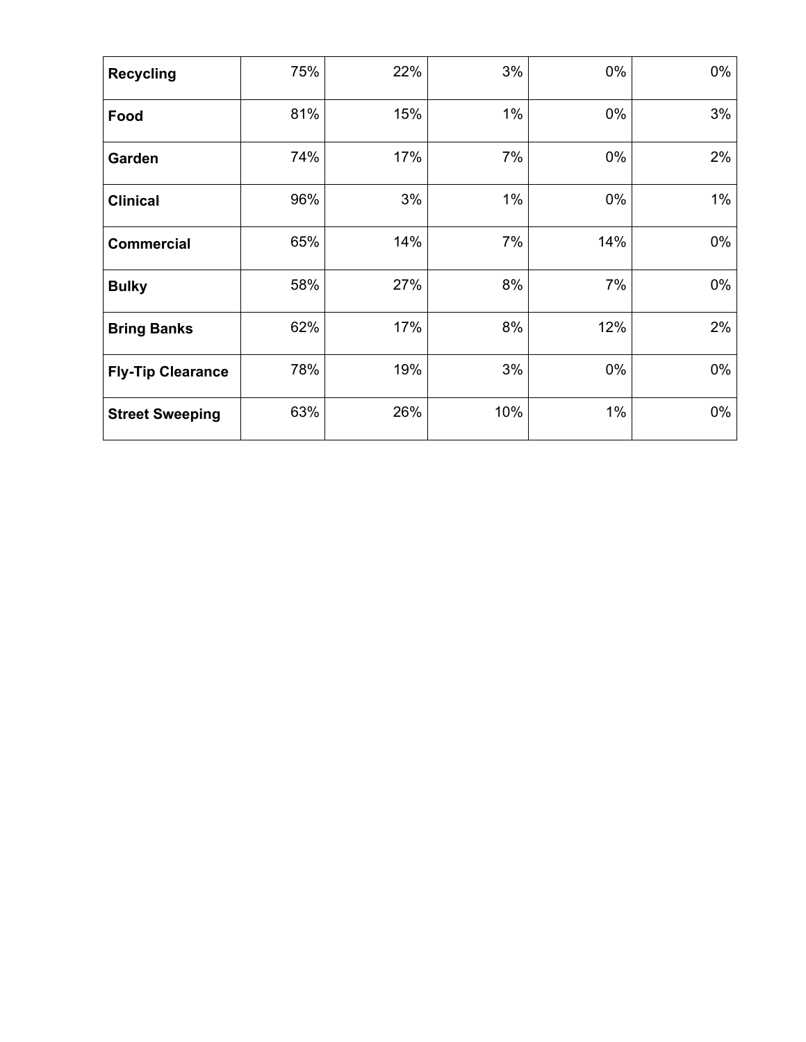| | | | | | |
|---|---|---|---|---|---|
| **Recycling** | 75% | 22% | 3% | 0% | 0% |
| **Food** | 81% | 15% | 1% | 0% | 3% |
| **Garden** | 74% | 17% | 7% | 0% | 2% |
| **Clinical** | 96% | 3% | 1% | 0% | 1% |
| **Commercial** | 65% | 14% | 7% | 14% | 0% |
| **Bulky** | 58% | 27% | 8% | 7% | 0% |
| **Bring Banks** | 62% | 17% | 8% | 12% | 2% |
| **Fly-Tip Clearance** | 78% | 19% | 3% | 0% | 0% |
| **Street Sweeping** | 63% | 26% | 10% | 1% | 0% |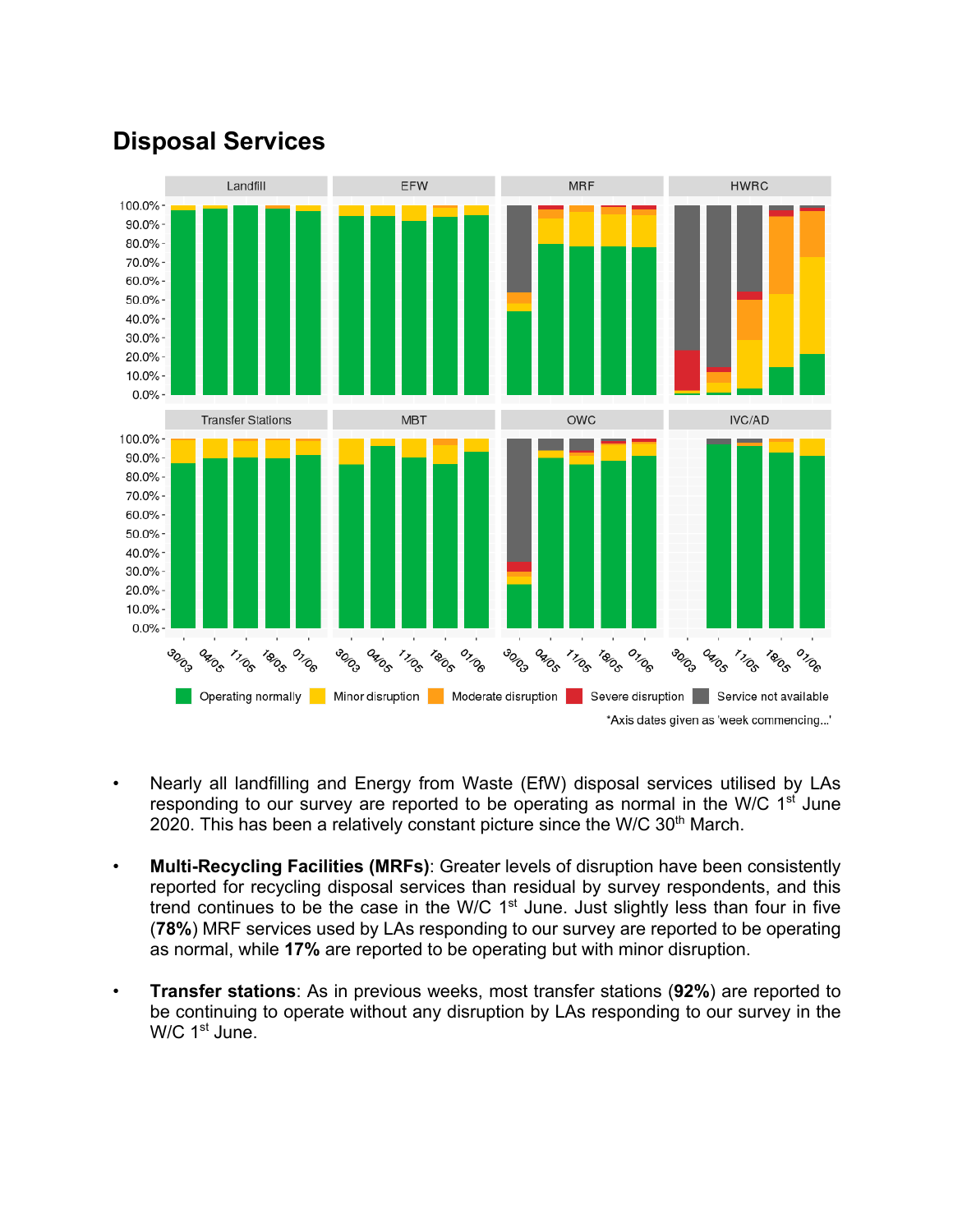## Disposal Services

- Nearly all landfilling and Energy from Waste (EfW) disposal services utilised by LAs responding to our survey are reported to be operating as normal in the W/C 1st June 2020. This has been a relatively constant picture since the W/C 30th March.

- **Multi-Recycling Facilities (MRFs)**: Greater levels of disruption have been consistently reported for recycling disposal services than residual by survey respondents, and this trend continues to be the case in the W/C 1st June. Just slightly less than four in five (**78%**) MRF services used by LAs responding to our survey are reported to be operating as normal, while **17%** are reported to be operating but with minor disruption.

- **Transfer stations**: As in previous weeks, most transfer stations (**92%**) are reported to be continuing to operate without any disruption by LAs responding to our survey in the W/C 1st June.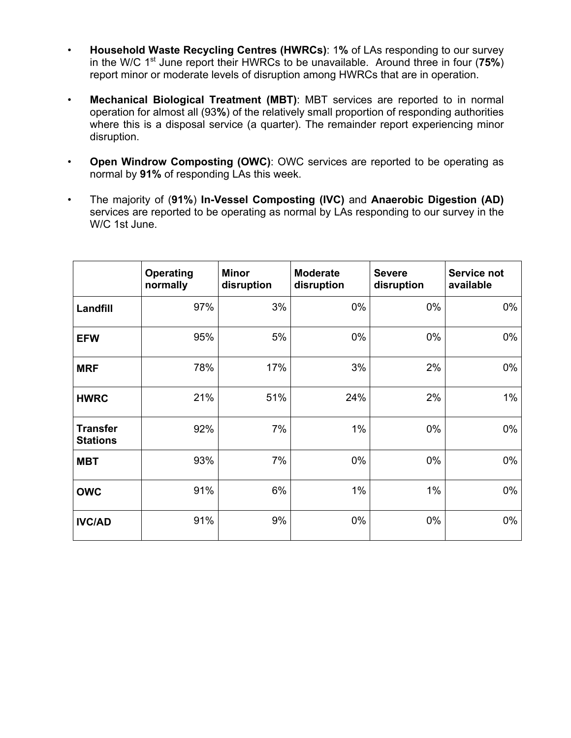- **Household Waste Recycling Centres (HWRCs)**: 1**%** of LAs responding to our survey in the W/C 1st June report their HWRCs to be unavailable. Around three in four (**75%**) report minor or moderate levels of disruption among HWRCs that are in operation.

- **Mechanical Biological Treatment (MBT)**: MBT services are reported to in normal operation for almost all (93**%**) of the relatively small proportion of responding authorities where this is a disposal service (a quarter). The remainder report experiencing minor disruption.

- **Open Windrow Composting (OWC)**: OWC services are reported to be operating as normal by **91%** of responding LAs this week.

- The majority of (**91%**) **In-Vessel Composting (IVC)** and **Anaerobic Digestion (AD)** services are reported to be operating as normal by LAs responding to our survey in the W/C 1st June.

| | **Operating normally** | **Minor disruption** | **Moderate disruption** | **Severe disruption** | **Service not available** |
|---|---|---|---|---|---|
| **Landfill** | 97% | 3% | 0% | 0% | 0% |
| **EFW** | 95% | 5% | 0% | 0% | 0% |
| **MRF** | 78% | 17% | 3% | 2% | 0% |
| **HWRC** | 21% | 51% | 24% | 2% | 1% |
| **Transfer Stations** | 92% | 7% | 1% | 0% | 0% |
| **MBT** | 93% | 7% | 0% | 0% | 0% |
| **OWC** | 91% | 6% | 1% | 1% | 0% |
| **IVC/AD** | 91% | 9% | 0% | 0% | 0% |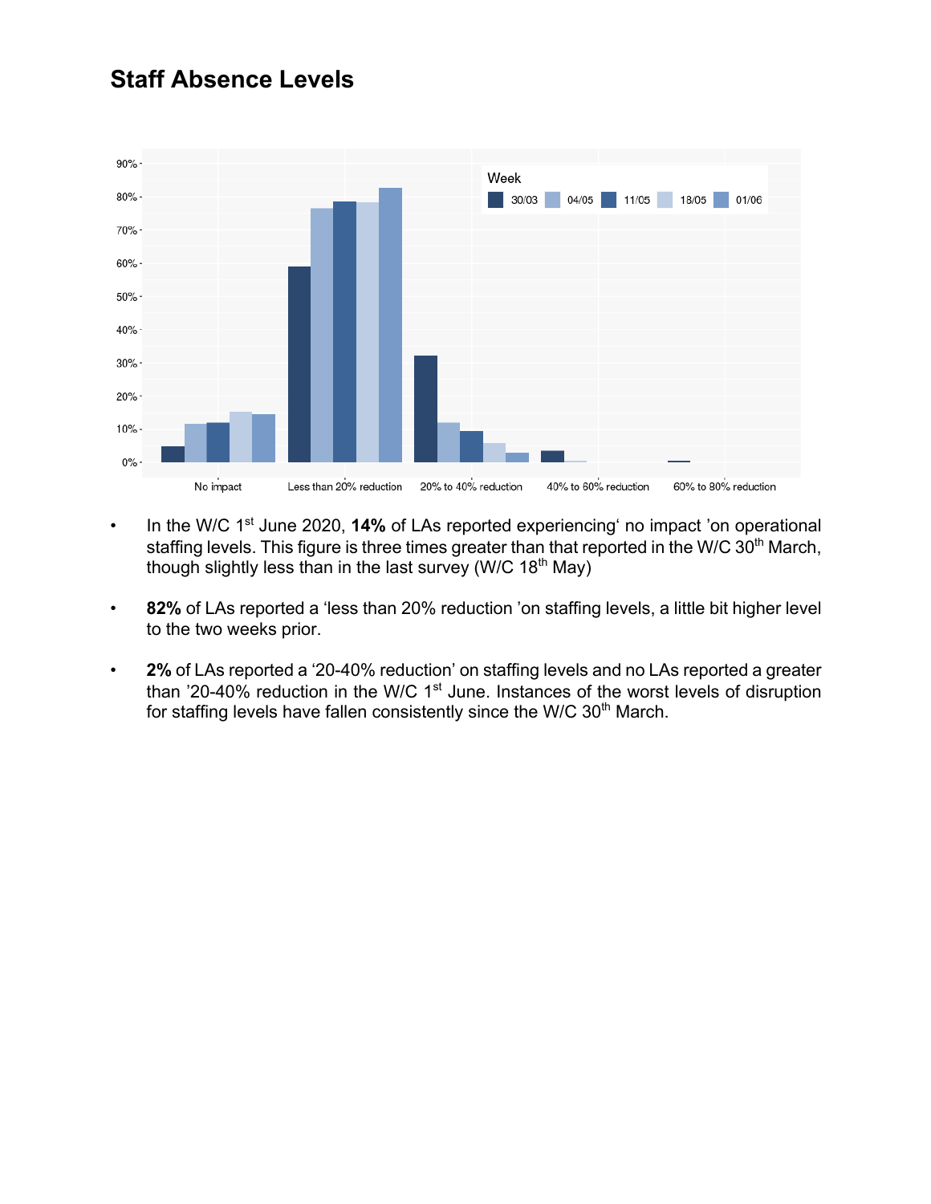## Staff Absence Levels

- In the W/C 1st June 2020, **14%** of LAs reported experiencing‘ no impact ’on operational staffing levels. This figure is three times greater than that reported in the W/C 30th March, though slightly less than in the last survey (W/C 18th May)

- **82%** of LAs reported a ‘less than 20% reduction ’on staffing levels, a little bit higher level to the two weeks prior.

- **2%** of LAs reported a ‘20-40% reduction’ on staffing levels and no LAs reported a greater than ’20-40% reduction in the W/C 1st June. Instances of the worst levels of disruption for staffing levels have fallen consistently since the W/C 30th March.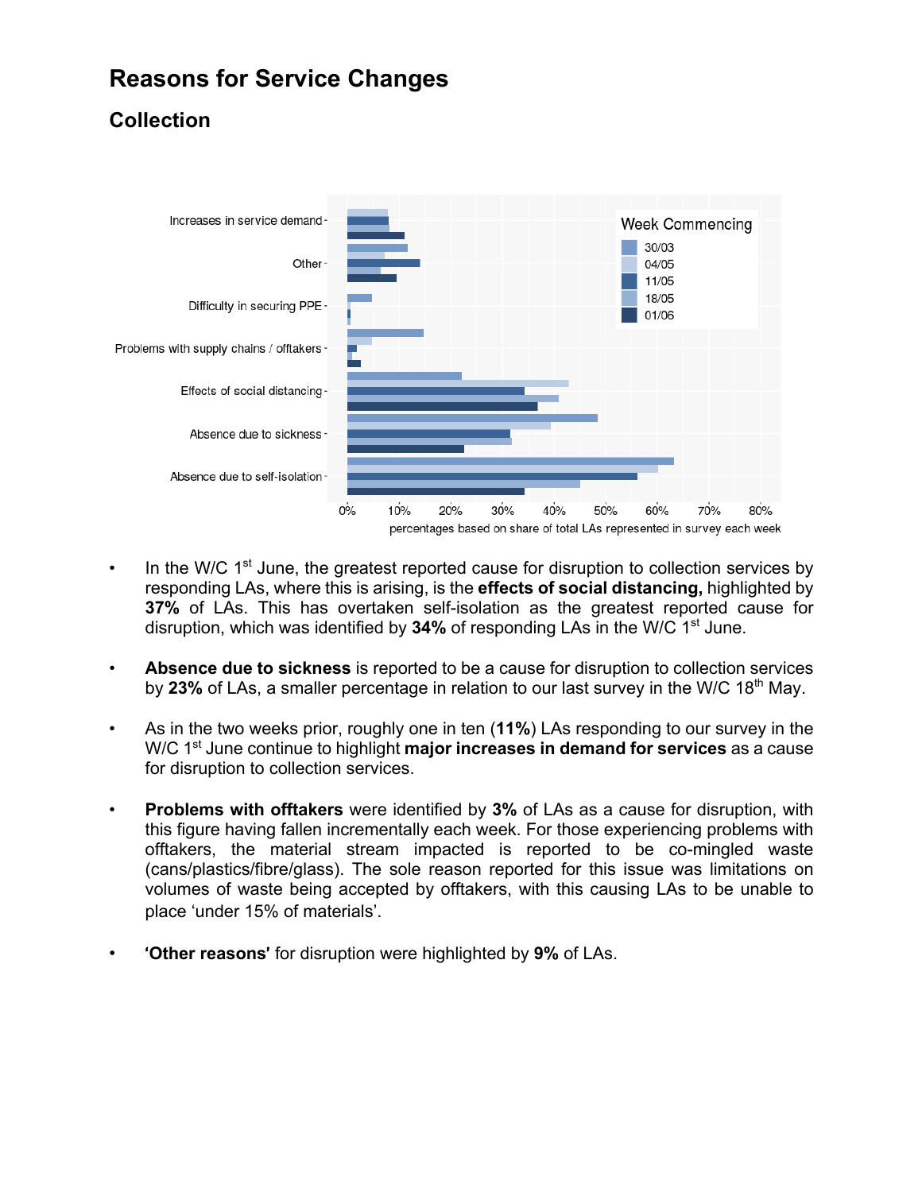# Reasons for Service Changes

## Collection

- In the W/C 1st June, the greatest reported cause for disruption to collection services by responding LAs, where this is arising, is the **effects of social distancing,** highlighted by **37%** of LAs. This has overtaken self-isolation as the greatest reported cause for disruption, which was identified by **34%** of responding LAs in the W/C 1st June.

- **Absence due to sickness** is reported to be a cause for disruption to collection services by **23%** of LAs, a smaller percentage in relation to our last survey in the W/C 18th May.

- As in the two weeks prior, roughly one in ten (**11%**) LAs responding to our survey in the W/C 1st June continue to highlight **major increases in demand for services** as a cause for disruption to collection services.

- **Problems with offtakers** were identified by **3%** of LAs as a cause for disruption, with this figure having fallen incrementally each week. For those experiencing problems with offtakers, the material stream impacted is reported to be co-mingled waste (cans/plastics/fibre/glass). The sole reason reported for this issue was limitations on volumes of waste being accepted by offtakers, with this causing LAs to be unable to place 'under 15% of materials'.

- **'Other reasons'** for disruption were highlighted by **9%** of LAs.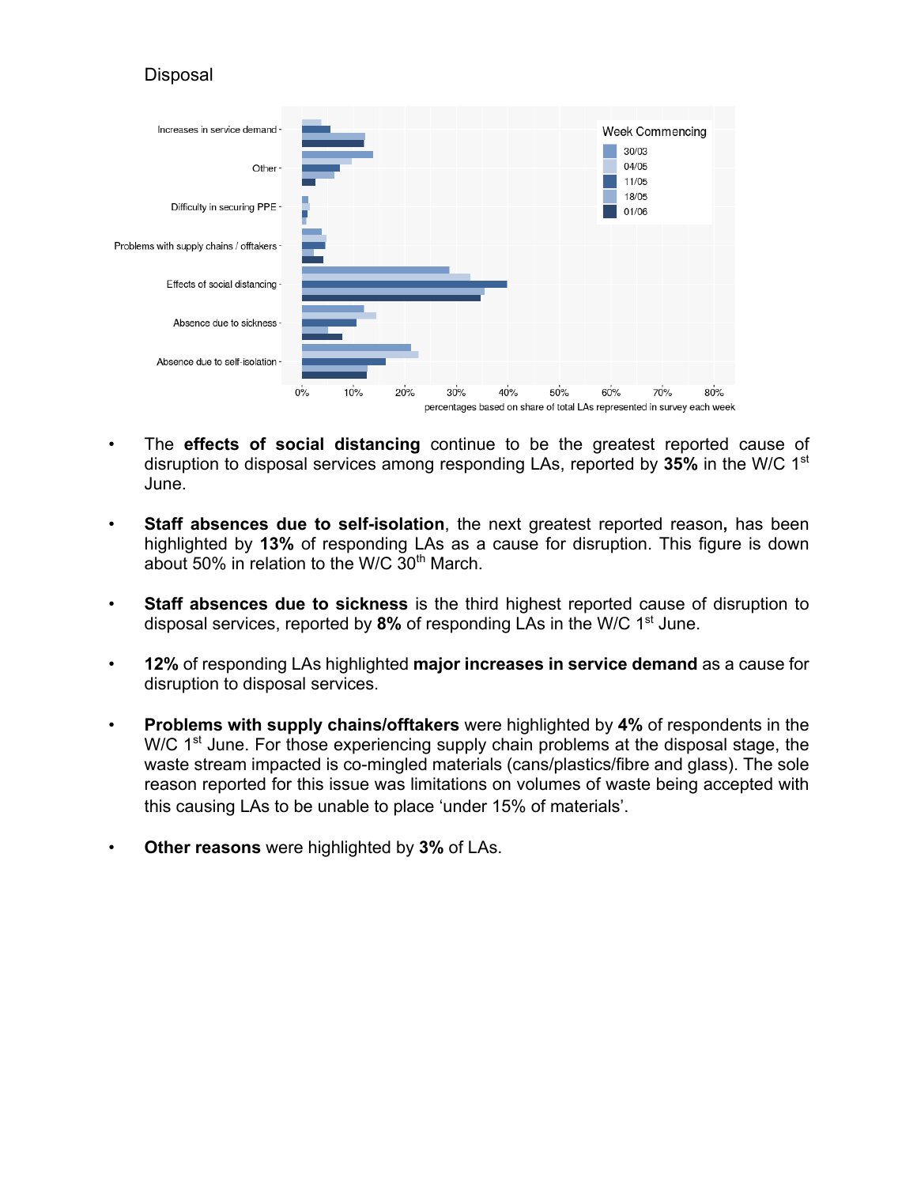Disposal

- The **effects of social distancing** continue to be the greatest reported cause of disruption to disposal services among responding LAs, reported by **35%** in the W/C 1st June.

- **Staff absences due to self-isolation**, the next greatest reported reason**,** has been highlighted by **13%** of responding LAs as a cause for disruption. This figure is down about 50% in relation to the W/C 30th March.

- **Staff absences due to sickness** is the third highest reported cause of disruption to disposal services, reported by **8%** of responding LAs in the W/C 1st June.

- **12%** of responding LAs highlighted **major increases in service demand** as a cause for disruption to disposal services.

- **Problems with supply chains/offtakers** were highlighted by **4%** of respondents in the W/C 1st June. For those experiencing supply chain problems at the disposal stage, the waste stream impacted is co-mingled materials (cans/plastics/fibre and glass). The sole reason reported for this issue was limitations on volumes of waste being accepted with this causing LAs to be unable to place 'under 15% of materials'.

- **Other reasons** were highlighted by **3%** of LAs.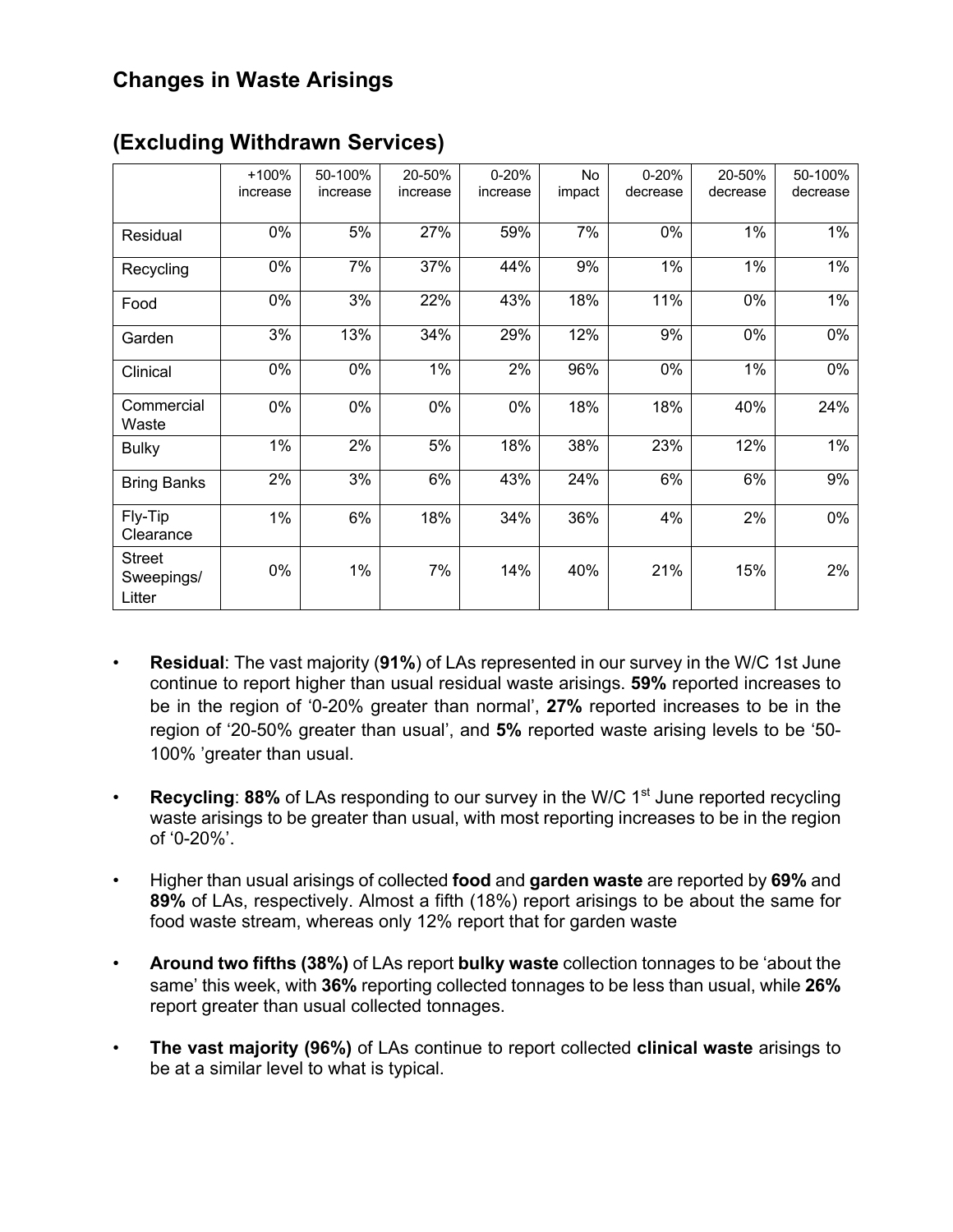## Changes in Waste Arisings

## (Excluding Withdrawn Services)

| | +100% increase | 50-100% increase | 20-50% increase | 0-20% increase | No impact | 0-20% decrease | 20-50% decrease | 50-100% decrease |
|---|---|---|---|---|---|---|---|---|
| Residual | 0% | 5% | 27% | 59% | 7% | 0% | 1% | 1% |
| Recycling | 0% | 7% | 37% | 44% | 9% | 1% | 1% | 1% |
| Food | 0% | 3% | 22% | 43% | 18% | 11% | 0% | 1% |
| Garden | 3% | 13% | 34% | 29% | 12% | 9% | 0% | 0% |
| Clinical | 0% | 0% | 1% | 2% | 96% | 0% | 1% | 0% |
| Commercial Waste | 0% | 0% | 0% | 0% | 18% | 18% | 40% | 24% |
| Bulky | 1% | 2% | 5% | 18% | 38% | 23% | 12% | 1% |
| Bring Banks | 2% | 3% | 6% | 43% | 24% | 6% | 6% | 9% |
| Fly-Tip Clearance | 1% | 6% | 18% | 34% | 36% | 4% | 2% | 0% |
| Street Sweepings/ Litter | 0% | 1% | 7% | 14% | 40% | 21% | 15% | 2% |

- **Residual**: The vast majority (**91%**) of LAs represented in our survey in the W/C 1st June continue to report higher than usual residual waste arisings. **59%** reported increases to be in the region of '0-20% greater than normal', **27%** reported increases to be in the region of '20-50% greater than usual', and **5%** reported waste arising levels to be '50-100% 'greater than usual.

- **Recycling**: **88%** of LAs responding to our survey in the W/C 1st June reported recycling waste arisings to be greater than usual, with most reporting increases to be in the region of '0-20%'.

- Higher than usual arisings of collected **food** and **garden waste** are reported by **69%** and **89%** of LAs, respectively. Almost a fifth (18%) report arisings to be about the same for food waste stream, whereas only 12% report that for garden waste

- **Around two fifths (38%)** of LAs report **bulky waste** collection tonnages to be 'about the same' this week, with **36%** reporting collected tonnages to be less than usual, while **26%** report greater than usual collected tonnages.

- **The vast majority (96%)** of LAs continue to report collected **clinical waste** arisings to be at a similar level to what is typical.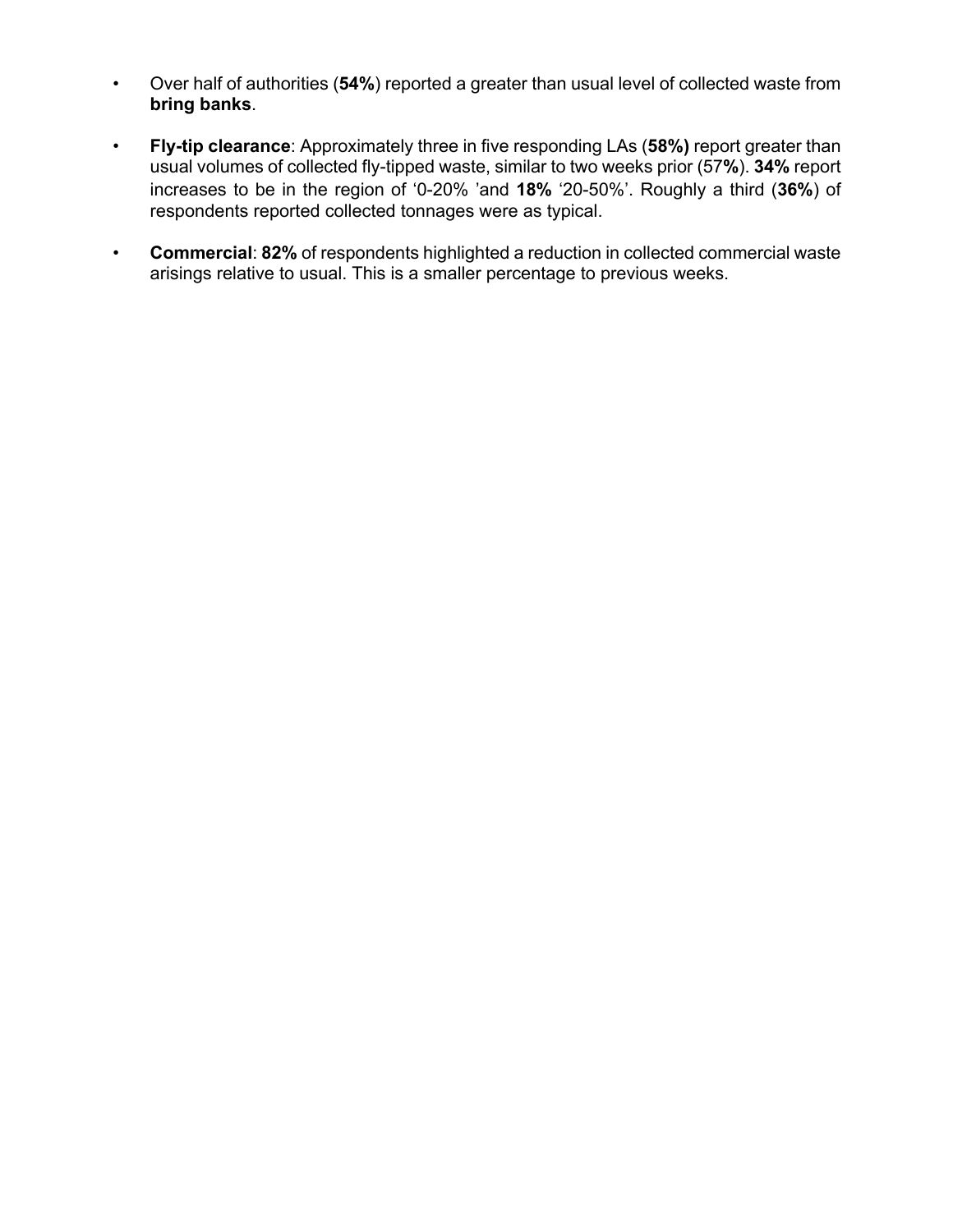- Over half of authorities (**54%**) reported a greater than usual level of collected waste from **bring banks**.

- **Fly-tip clearance**: Approximately three in five responding LAs (**58%)** report greater than usual volumes of collected fly-tipped waste, similar to two weeks prior (57**%**). **34%** report increases to be in the region of '0-20% 'and **18%** '20-50%'. Roughly a third (**36%**) of respondents reported collected tonnages were as typical.

- **Commercial**: **82%** of respondents highlighted a reduction in collected commercial waste arisings relative to usual. This is a smaller percentage to previous weeks.